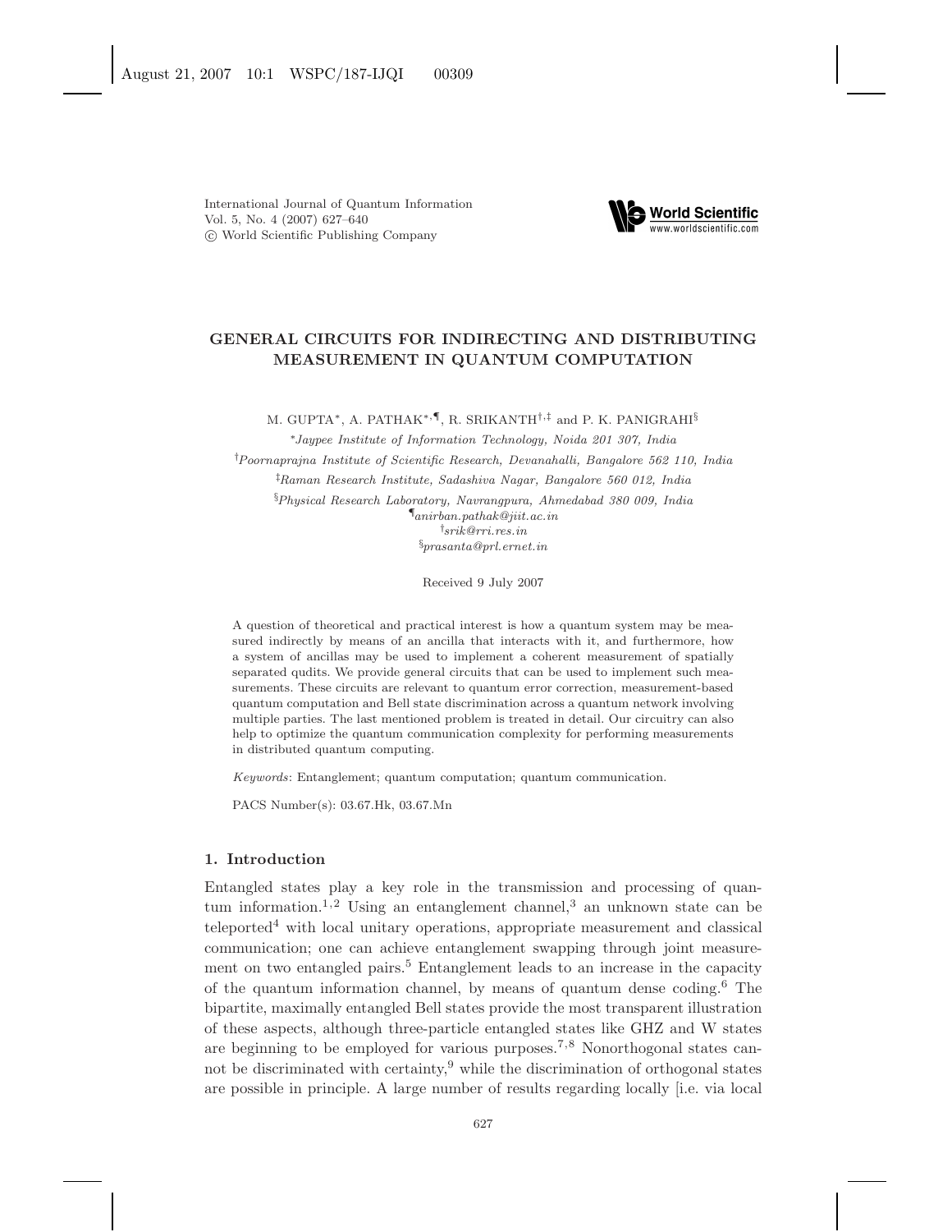International Journal of Quantum Information
Vol. 5, No. 4 (2007) 627–640
© World Scientific Publishing Company

# GENERAL CIRCUITS FOR INDIRECTING AND DISTRIBUTING MEASUREMENT IN QUANTUM COMPUTATION

M. GUPTA[*], A. PATHAK[*,¶], R. SRIKANTH[†,‡] and P. K. PANIGRAHI[§]

[*]*Jaypee Institute of Information Technology, Noida 201 307, India*
[†]*Poornaprajna Institute of Scientific Research, Devanahalli, Bangalore 562 110, India*
[‡]*Raman Research Institute, Sadashiva Nagar, Bangalore 560 012, India*
[§]*Physical Research Laboratory, Navrangpura, Ahmedabad 380 009, India*
[¶]*anirban.pathak@jiit.ac.in*
[†]*srik@rri.res.in*
[§]*prasanta@prl.ernet.in*

Received 9 July 2007

A question of theoretical and practical interest is how a quantum system may be measured indirectly by means of an ancilla that interacts with it, and furthermore, how a system of ancillas may be used to implement a coherent measurement of spatially separated qudits. We provide general circuits that can be used to implement such measurements. These circuits are relevant to quantum error correction, measurement-based quantum computation and Bell state discrimination across a quantum network involving multiple parties. The last mentioned problem is treated in detail. Our circuitry can also help to optimize the quantum communication complexity for performing measurements in distributed quantum computing.

*Keywords*: Entanglement; quantum computation; quantum communication.

PACS Number(s): 03.67.Hk, 03.67.Mn

## 1. Introduction

Entangled states play a key role in the transmission and processing of quantum information.[1,2] Using an entanglement channel,[3] an unknown state can be teleported[4] with local unitary operations, appropriate measurement and classical communication; one can achieve entanglement swapping through joint measurement on two entangled pairs.[5] Entanglement leads to an increase in the capacity of the quantum information channel, by means of quantum dense coding.[6] The bipartite, maximally entangled Bell states provide the most transparent illustration of these aspects, although three-particle entangled states like GHZ and W states are beginning to be employed for various purposes.[7,8] Nonorthogonal states cannot be discriminated with certainty,[9] while the discrimination of orthogonal states are possible in principle. A large number of results regarding locally [i.e. via local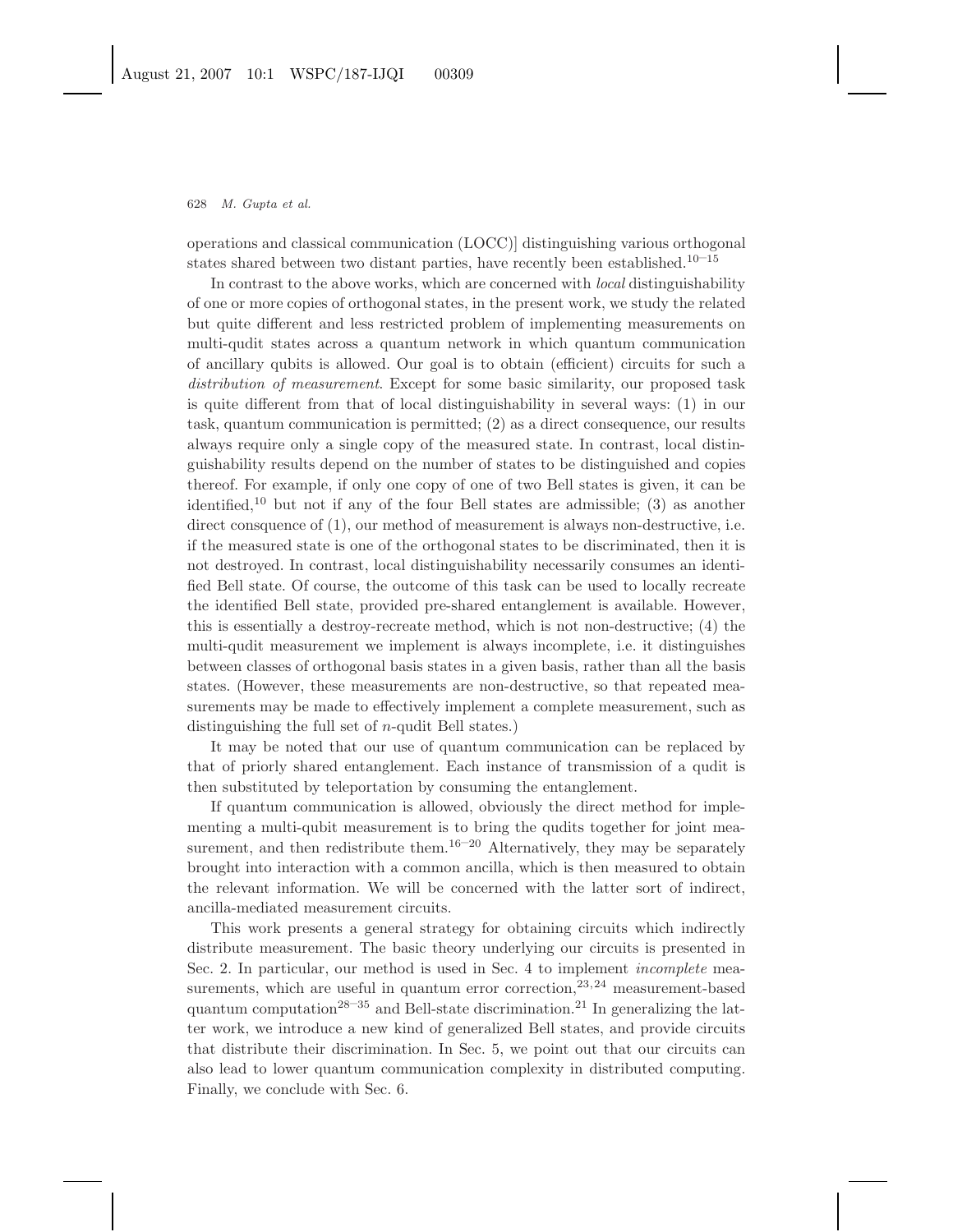operations and classical communication (LOCC)] distinguishing various orthogonal states shared between two distant parties, have recently been established.[10–15]

In contrast to the above works, which are concerned with *local* distinguishability of one or more copies of orthogonal states, in the present work, we study the related but quite different and less restricted problem of implementing measurements on multi-qudit states across a quantum network in which quantum communication of ancillary qubits is allowed. Our goal is to obtain (efficient) circuits for such a *distribution of measurement*. Except for some basic similarity, our proposed task is quite different from that of local distinguishability in several ways: (1) in our task, quantum communication is permitted; (2) as a direct consequence, our results always require only a single copy of the measured state. In contrast, local distinguishability results depend on the number of states to be distinguished and copies thereof. For example, if only one copy of one of two Bell states is given, it can be identified,[10] but not if any of the four Bell states are admissible; (3) as another direct consquence of (1), our method of measurement is always non-destructive, i.e. if the measured state is one of the orthogonal states to be discriminated, then it is not destroyed. In contrast, local distinguishability necessarily consumes an identified Bell state. Of course, the outcome of this task can be used to locally recreate the identified Bell state, provided pre-shared entanglement is available. However, this is essentially a destroy-recreate method, which is not non-destructive; (4) the multi-qudit measurement we implement is always incomplete, i.e. it distinguishes between classes of orthogonal basis states in a given basis, rather than all the basis states. (However, these measurements are non-destructive, so that repeated measurements may be made to effectively implement a complete measurement, such as distinguishing the full set of $n$-qudit Bell states.)

It may be noted that our use of quantum communication can be replaced by that of priorly shared entanglement. Each instance of transmission of a qudit is then substituted by teleportation by consuming the entanglement.

If quantum communication is allowed, obviously the direct method for implementing a multi-qubit measurement is to bring the qudits together for joint measurement, and then redistribute them.[16–20] Alternatively, they may be separately brought into interaction with a common ancilla, which is then measured to obtain the relevant information. We will be concerned with the latter sort of indirect, ancilla-mediated measurement circuits.

This work presents a general strategy for obtaining circuits which indirectly distribute measurement. The basic theory underlying our circuits is presented in Sec. 2. In particular, our method is used in Sec. 4 to implement *incomplete* measurements, which are useful in quantum error correction,[23,24] measurement-based quantum computation[28–35] and Bell-state discrimination.[21] In generalizing the latter work, we introduce a new kind of generalized Bell states, and provide circuits that distribute their discrimination. In Sec. 5, we point out that our circuits can also lead to lower quantum communication complexity in distributed computing. Finally, we conclude with Sec. 6.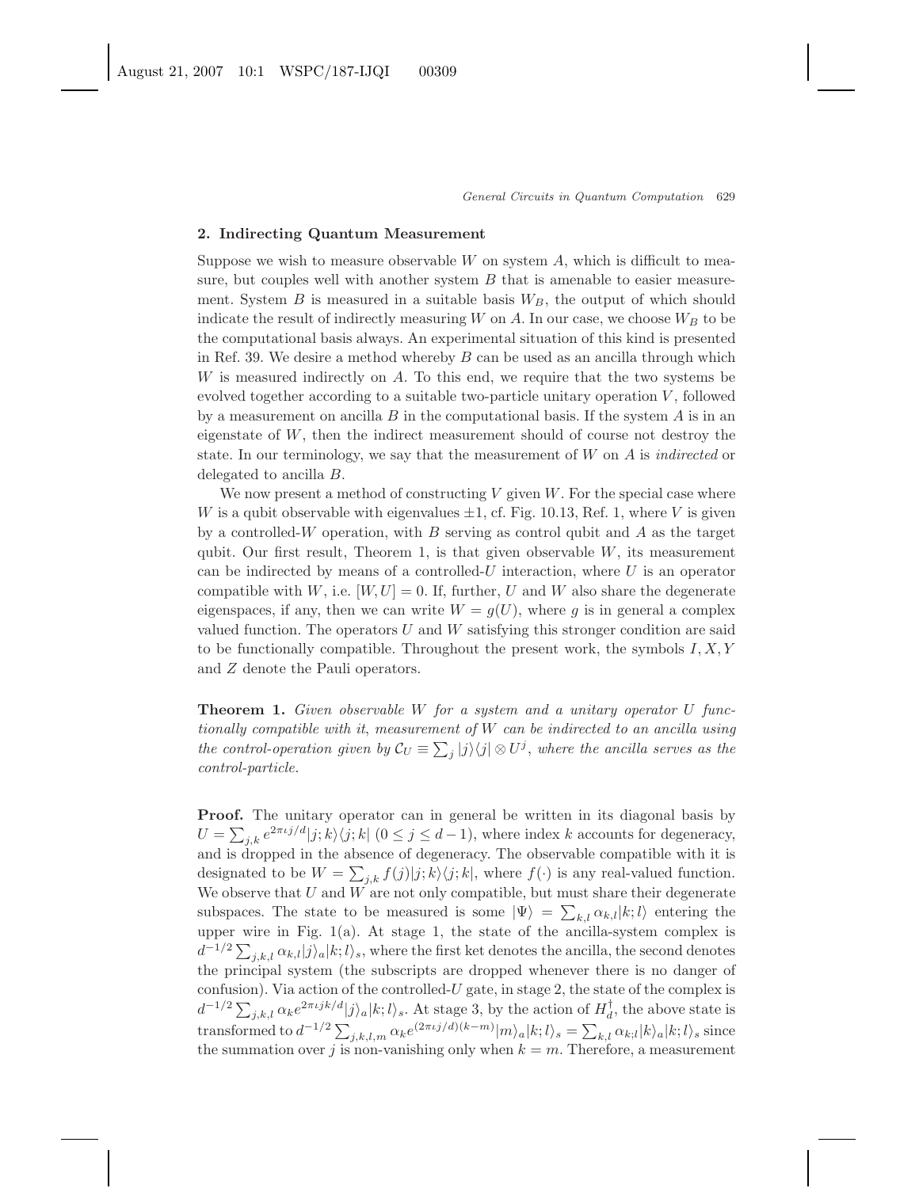## 2. Indirecting Quantum Measurement

Suppose we wish to measure observable $W$ on system $A$, which is difficult to measure, but couples well with another system $B$ that is amenable to easier measurement. System $B$ is measured in a suitable basis $W_B$, the output of which should indicate the result of indirectly measuring $W$ on $A$. In our case, we choose $W_B$ to be the computational basis always. An experimental situation of this kind is presented in Ref. 39. We desire a method whereby $B$ can be used as an ancilla through which $W$ is measured indirectly on $A$. To this end, we require that the two systems be evolved together according to a suitable two-particle unitary operation $V$, followed by a measurement on ancilla $B$ in the computational basis. If the system $A$ is in an eigenstate of $W$, then the indirect measurement should of course not destroy the state. In our terminology, we say that the measurement of $W$ on $A$ is *indirected* or delegated to ancilla $B$.

We now present a method of constructing $V$ given $W$. For the special case where $W$ is a qubit observable with eigenvalues $\pm 1$, cf. Fig. 10.13, Ref. 1, where $V$ is given by a controlled-$W$ operation, with $B$ serving as control qubit and $A$ as the target qubit. Our first result, Theorem 1, is that given observable $W$, its measurement can be indirected by means of a controlled-$U$ interaction, where $U$ is an operator compatible with $W$, i.e. $[W, U] = 0$. If, further, $U$ and $W$ also share the degenerate eigenspaces, if any, then we can write $W = g(U)$, where $g$ is in general a complex valued function. The operators $U$ and $W$ satisfying this stronger condition are said to be functionally compatible. Throughout the present work, the symbols $I, X, Y$ and $Z$ denote the Pauli operators.

**Theorem 1.** *Given observable $W$ for a system and a unitary operator $U$ functionally compatible with it, measurement of $W$ can be indirected to an ancilla using the control-operation given by $\mathcal{C}_U \equiv \sum_j |j\rangle\langle j| \otimes U^j$, where the ancilla serves as the control-particle.*

**Proof.** The unitary operator can in general be written in its diagonal basis by $U = \sum_{j,k} e^{2\pi\iota j/d}|j;k\rangle\langle j;k|$ $(0 \leq j \leq d-1)$, where index $k$ accounts for degeneracy, and is dropped in the absence of degeneracy. The observable compatible with it is designated to be $W = \sum_{j,k} f(j)|j;k\rangle\langle j;k|$, where $f(\cdot)$ is any real-valued function. We observe that $U$ and $W$ are not only compatible, but must share their degenerate subspaces. The state to be measured is some $|\Psi\rangle = \sum_{k,l} \alpha_{k,l}|k;l\rangle$ entering the upper wire in Fig. 1(a). At stage 1, the state of the ancilla-system complex is $d^{-1/2}\sum_{j,k,l} \alpha_{k,l}|j\rangle_a|k;l\rangle_s$, where the first ket denotes the ancilla, the second denotes the principal system (the subscripts are dropped whenever there is no danger of confusion). Via action of the controlled-$U$ gate, in stage 2, the state of the complex is $d^{-1/2}\sum_{j,k,l} \alpha_k e^{2\pi\iota jk/d}|j\rangle_a|k;l\rangle_s$. At stage 3, by the action of $H_d^\dagger$, the above state is transformed to $d^{-1/2}\sum_{j,k,l,m} \alpha_k e^{(2\pi\iota j/d)(k-m)}|m\rangle_a|k;l\rangle_s = \sum_{k,l} \alpha_{k;l}|k\rangle_a|k;l\rangle_s$ since the summation over $j$ is non-vanishing only when $k = m$. Therefore, a measurement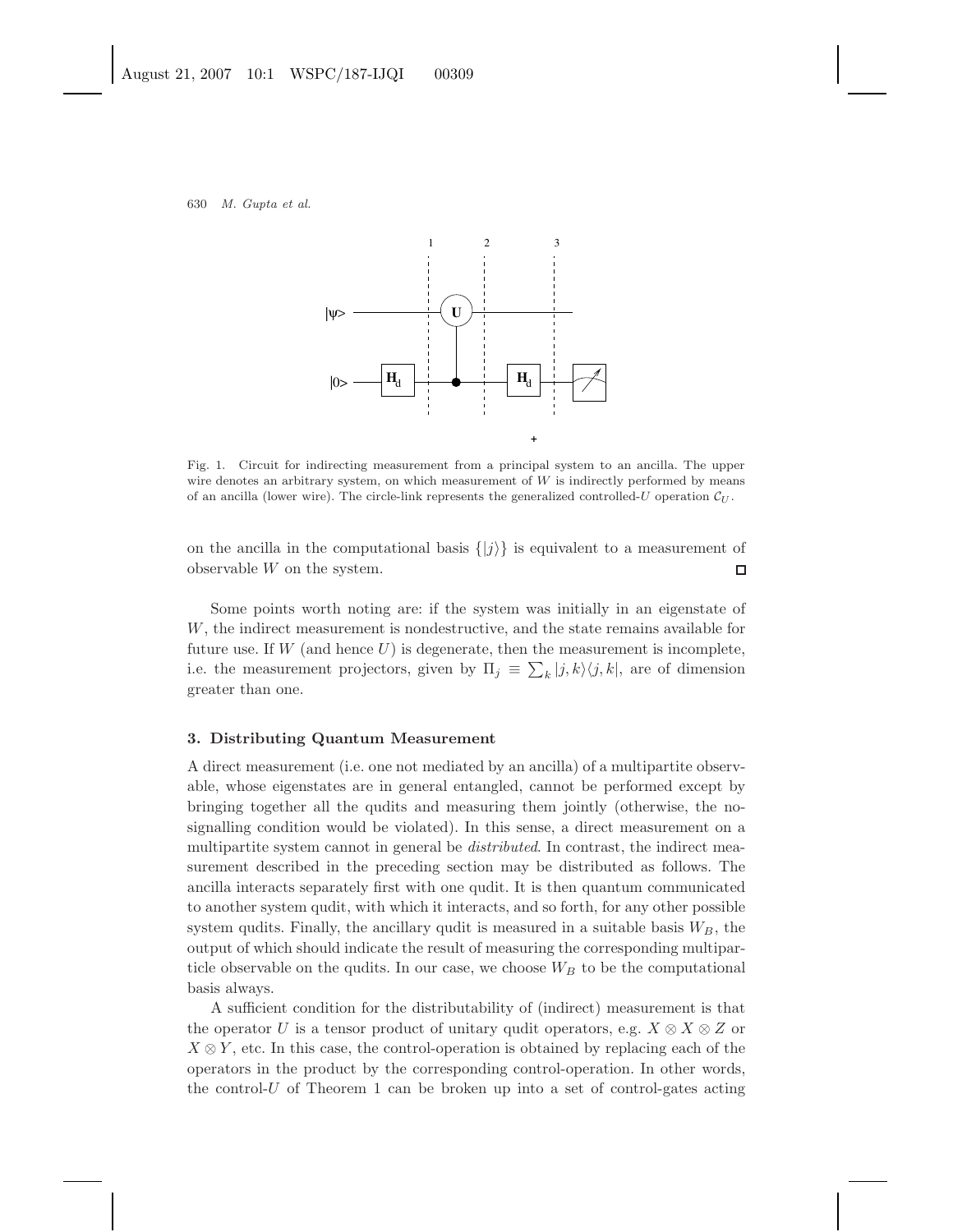Fig. 1. Circuit for indirecting measurement from a principal system to an ancilla. The upper wire denotes an arbitrary system, on which measurement of $W$ is indirectly performed by means of an ancilla (lower wire). The circle-link represents the generalized controlled-$U$ operation $\mathcal{C}_U$.

on the ancilla in the computational basis $\{|j\rangle\}$ is equivalent to a measurement of observable $W$ on the system. □

Some points worth noting are: if the system was initially in an eigenstate of $W$, the indirect measurement is nondestructive, and the state remains available for future use. If $W$ (and hence $U$) is degenerate, then the measurement is incomplete, i.e. the measurement projectors, given by $\Pi_j \equiv \sum_k |j,k\rangle\langle j,k|$, are of dimension greater than one.

### 3. Distributing Quantum Measurement

A direct measurement (i.e. one not mediated by an ancilla) of a multipartite observable, whose eigenstates are in general entangled, cannot be performed except by bringing together all the qudits and measuring them jointly (otherwise, the no-signalling condition would be violated). In this sense, a direct measurement on a multipartite system cannot in general be *distributed*. In contrast, the indirect measurement described in the preceding section may be distributed as follows. The ancilla interacts separately first with one qudit. It is then quantum communicated to another system qudit, with which it interacts, and so forth, for any other possible system qudits. Finally, the ancillary qudit is measured in a suitable basis $W_B$, the output of which should indicate the result of measuring the corresponding multiparticle observable on the qudits. In our case, we choose $W_B$ to be the computational basis always.

A sufficient condition for the distributability of (indirect) measurement is that the operator $U$ is a tensor product of unitary qudit operators, e.g. $X \otimes X \otimes Z$ or $X \otimes Y$, etc. In this case, the control-operation is obtained by replacing each of the operators in the product by the corresponding control-operation. In other words, the control-$U$ of Theorem 1 can be broken up into a set of control-gates acting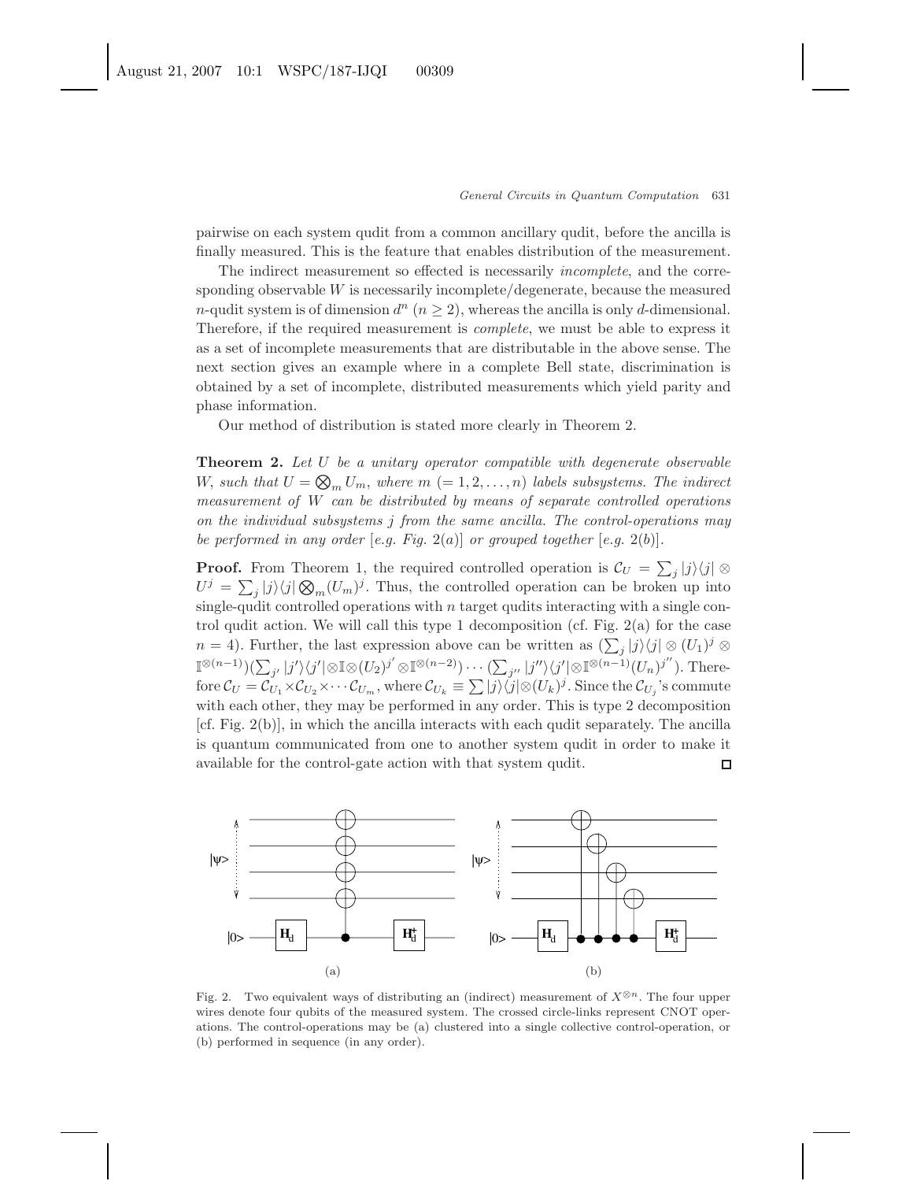pairwise on each system qudit from a common ancillary qudit, before the ancilla is finally measured. This is the feature that enables distribution of the measurement.

The indirect measurement so effected is necessarily *incomplete*, and the corresponding observable $W$ is necessarily incomplete/degenerate, because the measured $n$-qudit system is of dimension $d^n$ ($n \geq 2$), whereas the ancilla is only $d$-dimensional. Therefore, if the required measurement is *complete*, we must be able to express it as a set of incomplete measurements that are distributable in the above sense. The next section gives an example where in a complete Bell state, discrimination is obtained by a set of incomplete, distributed measurements which yield parity and phase information.

Our method of distribution is stated more clearly in Theorem 2.

**Theorem 2.** *Let $U$ be a unitary operator compatible with degenerate observable $W$, such that $U = \bigotimes_m U_m$, where $m$ $(= 1, 2, \ldots, n)$ labels subsystems. The indirect measurement of $W$ can be distributed by means of separate controlled operations on the individual subsystems $j$ from the same ancilla. The control-operations may be performed in any order [e.g. Fig. 2(a)] or grouped together [e.g. 2(b)].*

**Proof.** From Theorem 1, the required controlled operation is $\mathcal{C}_U = \sum_j |j\rangle\langle j| \otimes U^j = \sum_j |j\rangle\langle j| \bigotimes_m (U_m)^j$. Thus, the controlled operation can be broken up into single-qudit controlled operations with $n$ target qudits interacting with a single control qudit action. We will call this type 1 decomposition (cf. Fig. 2(a) for the case $n = 4$). Further, the last expression above can be written as $(\sum_j |j\rangle\langle j| \otimes (U_1)^j \otimes \mathbb{I}^{\otimes(n-1)})(\sum_{j'} |j'\rangle\langle j'| \otimes \mathbb{I} \otimes (U_2)^{j'} \otimes \mathbb{I}^{\otimes(n-2)}) \cdots (\sum_{j''} |j''\rangle\langle j'| \otimes \mathbb{I}^{\otimes(n-1)}(U_n)^{j''})$. Therefore $\mathcal{C}_U = \mathcal{C}_{U_1} \times \mathcal{C}_{U_2} \times \cdots \mathcal{C}_{U_m}$, where $\mathcal{C}_{U_k} \equiv \sum |j\rangle\langle j| \otimes (U_k)^j$. Since the $\mathcal{C}_{U_j}$'s commute with each other, they may be performed in any order. This is type 2 decomposition [cf. Fig. 2(b)], in which the ancilla interacts with each qudit separately. The ancilla is quantum communicated from one to another system qudit in order to make it available for the control-gate action with that system qudit. $\square$

Fig. 2. Two equivalent ways of distributing an (indirect) measurement of $X^{\otimes n}$. The four upper wires denote four qubits of the measured system. The crossed circle-links represent CNOT operations. The control-operations may be (a) clustered into a single collective control-operation, or (b) performed in sequence (in any order).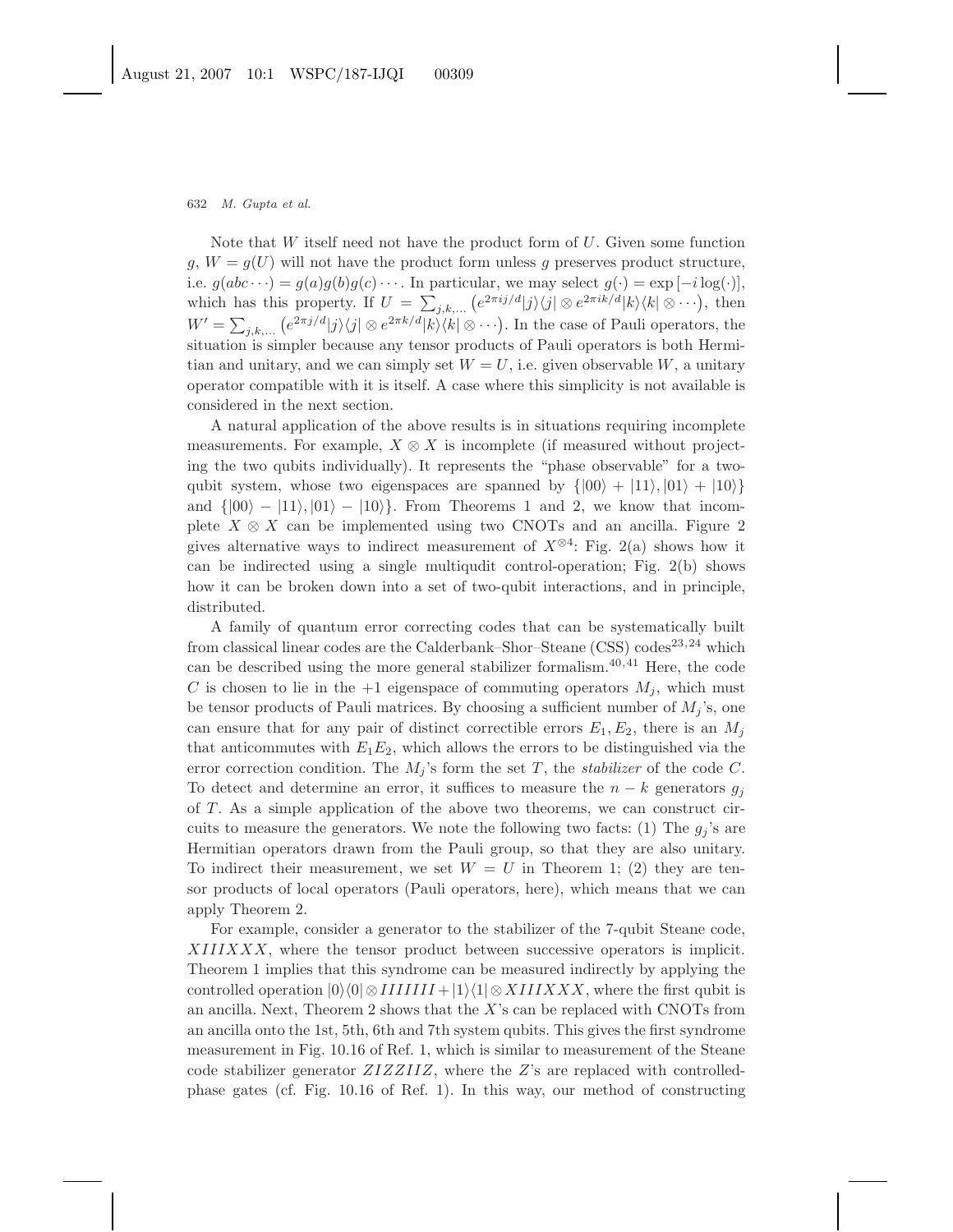Note that $W$ itself need not have the product form of $U$. Given some function $g$, $W = g(U)$ will not have the product form unless $g$ preserves product structure, i.e. $g(abc\cdots) = g(a)g(b)g(c)\cdots$. In particular, we may select $g(\cdot) = \exp[-i\log(\cdot)]$, which has this property. If $U = \sum_{j,k,\ldots}\left(e^{2\pi ij/d}|j\rangle\langle j| \otimes e^{2\pi ik/d}|k\rangle\langle k| \otimes \cdots\right)$, then $W' = \sum_{j,k,\ldots}\left(e^{2\pi j/d}|j\rangle\langle j| \otimes e^{2\pi k/d}|k\rangle\langle k| \otimes \cdots\right)$. In the case of Pauli operators, the situation is simpler because any tensor products of Pauli operators is both Hermitian and unitary, and we can simply set $W = U$, i.e. given observable $W$, a unitary operator compatible with it is itself. A case where this simplicity is not available is considered in the next section.

A natural application of the above results is in situations requiring incomplete measurements. For example, $X \otimes X$ is incomplete (if measured without projecting the two qubits individually). It represents the "phase observable" for a two-qubit system, whose two eigenspaces are spanned by $\{|00\rangle + |11\rangle, |01\rangle + |10\rangle\}$ and $\{|00\rangle - |11\rangle, |01\rangle - |10\rangle\}$. From Theorems 1 and 2, we know that incomplete $X \otimes X$ can be implemented using two CNOTs and an ancilla. Figure 2 gives alternative ways to indirect measurement of $X^{\otimes 4}$: Fig. 2(a) shows how it can be indirected using a single multiqudit control-operation; Fig. 2(b) shows how it can be broken down into a set of two-qubit interactions, and in principle, distributed.

A family of quantum error correcting codes that can be systematically built from classical linear codes are the Calderbank–Shor–Steane (CSS) codes[23,24] which can be described using the more general stabilizer formalism.[40,41] Here, the code $C$ is chosen to lie in the $+1$ eigenspace of commuting operators $M_j$, which must be tensor products of Pauli matrices. By choosing a sufficient number of $M_j$'s, one can ensure that for any pair of distinct correctible errors $E_1, E_2$, there is an $M_j$ that anticommutes with $E_1E_2$, which allows the errors to be distinguished via the error correction condition. The $M_j$'s form the set $T$, the *stabilizer* of the code $C$. To detect and determine an error, it suffices to measure the $n-k$ generators $g_j$ of $T$. As a simple application of the above two theorems, we can construct circuits to measure the generators. We note the following two facts: (1) The $g_j$'s are Hermitian operators drawn from the Pauli group, so that they are also unitary. To indirect their measurement, we set $W = U$ in Theorem 1; (2) they are tensor products of local operators (Pauli operators, here), which means that we can apply Theorem 2.

For example, consider a generator to the stabilizer of the 7-qubit Steane code, $XIIIXXX$, where the tensor product between successive operators is implicit. Theorem 1 implies that this syndrome can be measured indirectly by applying the controlled operation $|0\rangle\langle 0| \otimes IIIIIII + |1\rangle\langle 1| \otimes XIIIXXX$, where the first qubit is an ancilla. Next, Theorem 2 shows that the $X$'s can be replaced with CNOTs from an ancilla onto the 1st, 5th, 6th and 7th system qubits. This gives the first syndrome measurement in Fig. 10.16 of Ref. 1, which is similar to measurement of the Steane code stabilizer generator $ZIZZIIZ$, where the $Z$'s are replaced with controlled-phase gates (cf. Fig. 10.16 of Ref. 1). In this way, our method of constructing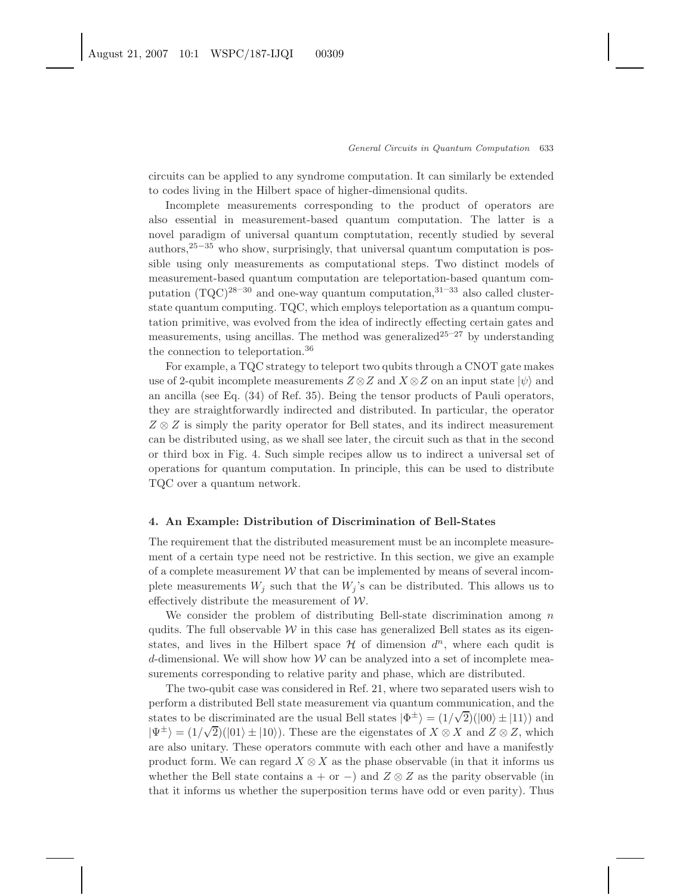circuits can be applied to any syndrome computation. It can similarly be extended to codes living in the Hilbert space of higher-dimensional qudits.

Incomplete measurements corresponding to the product of operators are also essential in measurement-based quantum computation. The latter is a novel paradigm of universal quantum comptutation, recently studied by several authors,[25–35] who show, surprisingly, that universal quantum computation is possible using only measurements as computational steps. Two distinct models of measurement-based quantum computation are teleportation-based quantum computation (TQC)[28–30] and one-way quantum computation,[31–33] also called cluster-state quantum computing. TQC, which employs teleportation as a quantum computation primitive, was evolved from the idea of indirectly effecting certain gates and measurements, using ancillas. The method was generalized[25–27] by understanding the connection to teleportation.[36]

For example, a TQC strategy to teleport two qubits through a CNOT gate makes use of 2-qubit incomplete measurements $Z \otimes Z$ and $X \otimes Z$ on an input state $|\psi\rangle$ and an ancilla (see Eq. (34) of Ref. 35). Being the tensor products of Pauli operators, they are straightforwardly indirected and distributed. In particular, the operator $Z \otimes Z$ is simply the parity operator for Bell states, and its indirect measurement can be distributed using, as we shall see later, the circuit such as that in the second or third box in Fig. 4. Such simple recipes allow us to indirect a universal set of operations for quantum computation. In principle, this can be used to distribute TQC over a quantum network.

## 4. An Example: Distribution of Discrimination of Bell-States

The requirement that the distributed measurement must be an incomplete measurement of a certain type need not be restrictive. In this section, we give an example of a complete measurement $\mathcal{W}$ that can be implemented by means of several incomplete measurements $W_j$ such that the $W_j$'s can be distributed. This allows us to effectively distribute the measurement of $\mathcal{W}$.

We consider the problem of distributing Bell-state discrimination among $n$ qudits. The full observable $\mathcal{W}$ in this case has generalized Bell states as its eigenstates, and lives in the Hilbert space $\mathcal{H}$ of dimension $d^n$, where each qudit is $d$-dimensional. We will show how $\mathcal{W}$ can be analyzed into a set of incomplete measurements corresponding to relative parity and phase, which are distributed.

The two-qubit case was considered in Ref. 21, where two separated users wish to perform a distributed Bell state measurement via quantum communication, and the states to be discriminated are the usual Bell states $|\Phi^{\pm}\rangle = (1/\sqrt{2})(|00\rangle \pm |11\rangle)$ and $|\Psi^{\pm}\rangle = (1/\sqrt{2})(|01\rangle \pm |10\rangle)$. These are the eigenstates of $X \otimes X$ and $Z \otimes Z$, which are also unitary. These operators commute with each other and have a manifestly product form. We can regard $X \otimes X$ as the phase observable (in that it informs us whether the Bell state contains a $+$ or $-$) and $Z \otimes Z$ as the parity observable (in that it informs us whether the superposition terms have odd or even parity). Thus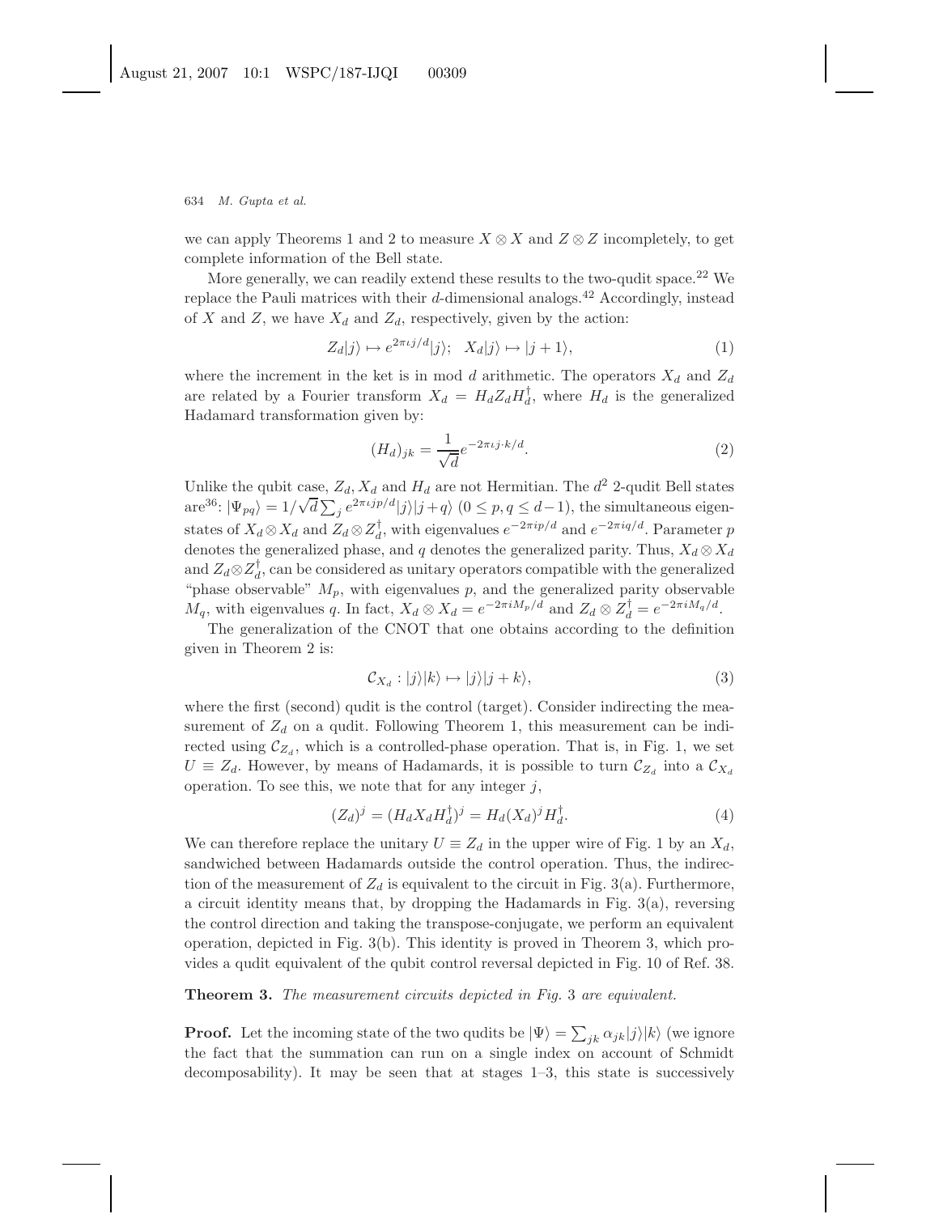we can apply Theorems 1 and 2 to measure $X \otimes X$ and $Z \otimes Z$ incompletely, to get complete information of the Bell state.

More generally, we can readily extend these results to the two-qudit space.[22] We replace the Pauli matrices with their $d$-dimensional analogs.[42] Accordingly, instead of $X$ and $Z$, we have $X_d$ and $Z_d$, respectively, given by the action:

$$Z_d|j\rangle \mapsto e^{2\pi\iota j/d}|j\rangle; \quad X_d|j\rangle \mapsto |j+1\rangle, \tag{1}$$

where the increment in the ket is in mod $d$ arithmetic. The operators $X_d$ and $Z_d$ are related by a Fourier transform $X_d = H_d Z_d H_d^\dagger$, where $H_d$ is the generalized Hadamard transformation given by:

$$(H_d)_{jk} = \frac{1}{\sqrt{d}} e^{-2\pi\iota j\cdot k/d}. \tag{2}$$

Unlike the qubit case, $Z_d, X_d$ and $H_d$ are not Hermitian. The $d^2$ 2-qudit Bell states are[36]: $|\Psi_{pq}\rangle = 1/\sqrt{d}\sum_j e^{2\pi\iota jp/d}|j\rangle|j+q\rangle$ $(0 \leq p, q \leq d-1)$, the simultaneous eigenstates of $X_d \otimes X_d$ and $Z_d \otimes Z_d^\dagger$, with eigenvalues $e^{-2\pi ip/d}$ and $e^{-2\pi iq/d}$. Parameter $p$ denotes the generalized phase, and $q$ denotes the generalized parity. Thus, $X_d \otimes X_d$ and $Z_d \otimes Z_d^\dagger$, can be considered as unitary operators compatible with the generalized "phase observable" $M_p$, with eigenvalues $p$, and the generalized parity observable $M_q$, with eigenvalues $q$. In fact, $X_d \otimes X_d = e^{-2\pi i M_p/d}$ and $Z_d \otimes Z_d^\dagger = e^{-2\pi i M_q/d}$.

The generalization of the CNOT that one obtains according to the definition given in Theorem 2 is:

$$\mathcal{C}_{X_d} : |j\rangle|k\rangle \mapsto |j\rangle|j+k\rangle, \tag{3}$$

where the first (second) qudit is the control (target). Consider indirecting the measurement of $Z_d$ on a qudit. Following Theorem 1, this measurement can be indirected using $\mathcal{C}_{Z_d}$, which is a controlled-phase operation. That is, in Fig. 1, we set $U \equiv Z_d$. However, by means of Hadamards, it is possible to turn $\mathcal{C}_{Z_d}$ into a $\mathcal{C}_{X_d}$ operation. To see this, we note that for any integer $j$,

$$(Z_d)^j = (H_d X_d H_d^\dagger)^j = H_d (X_d)^j H_d^\dagger. \tag{4}$$

We can therefore replace the unitary $U \equiv Z_d$ in the upper wire of Fig. 1 by an $X_d$, sandwiched between Hadamards outside the control operation. Thus, the indirection of the measurement of $Z_d$ is equivalent to the circuit in Fig. 3(a). Furthermore, a circuit identity means that, by dropping the Hadamards in Fig. 3(a), reversing the control direction and taking the transpose-conjugate, we perform an equivalent operation, depicted in Fig. 3(b). This identity is proved in Theorem 3, which provides a qudit equivalent of the qubit control reversal depicted in Fig. 10 of Ref. 38.

**Theorem 3.** *The measurement circuits depicted in Fig.* 3 *are equivalent.*

**Proof.** Let the incoming state of the two qudits be $|\Psi\rangle = \sum_{jk} \alpha_{jk}|j\rangle|k\rangle$ (we ignore the fact that the summation can run on a single index on account of Schmidt decomposability). It may be seen that at stages 1–3, this state is successively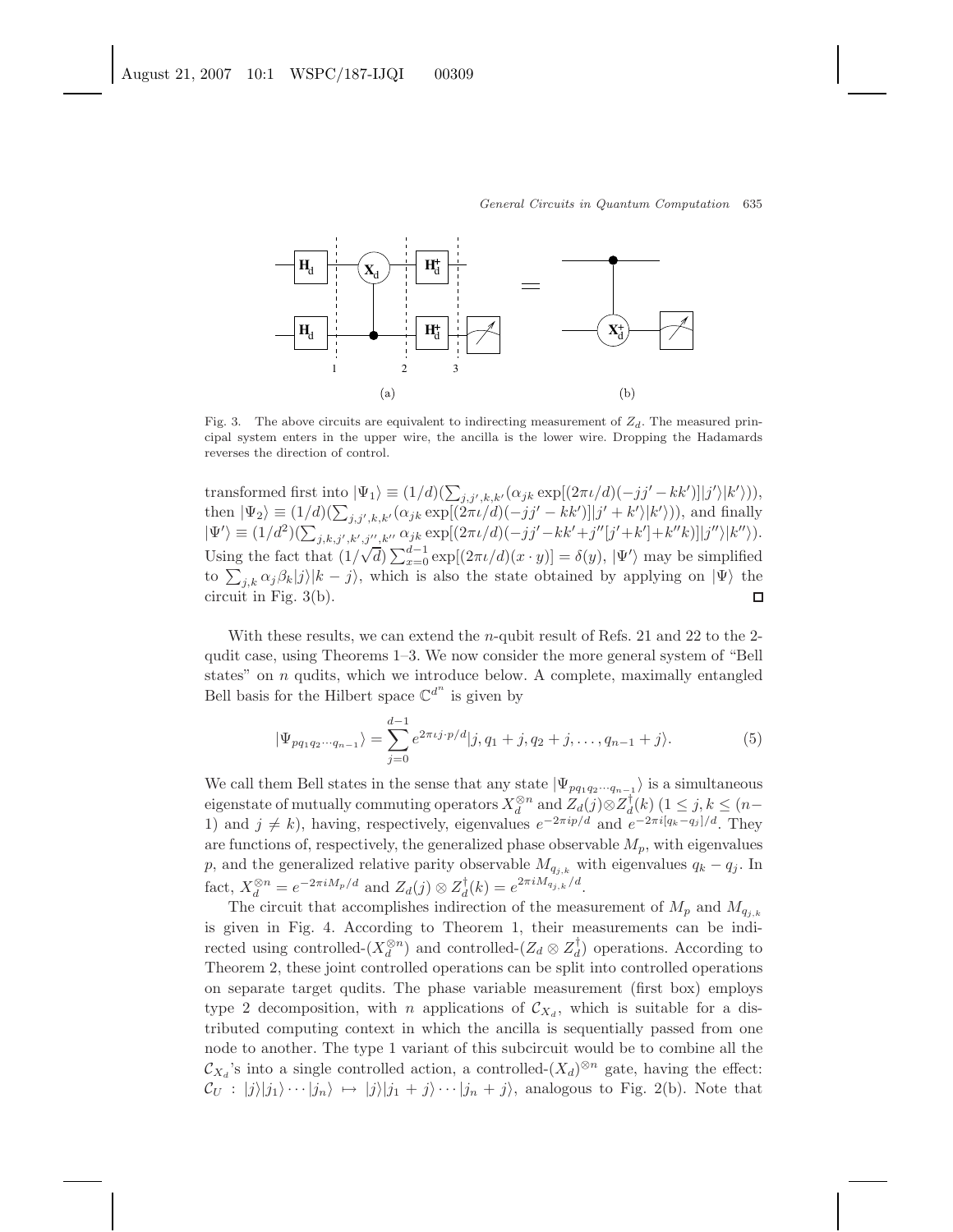Fig. 3. The above circuits are equivalent to indirecting measurement of $Z_d$. The measured principal system enters in the upper wire, the ancilla is the lower wire. Dropping the Hadamards reverses the direction of control.

transformed first into $|\Psi_1\rangle \equiv (1/d)(\sum_{j,j',k,k'}(\alpha_{jk}\exp[(2\pi\iota/d)(-jj'-kk')]|j'\rangle|k'\rangle))$, then $|\Psi_2\rangle \equiv (1/d)(\sum_{j,j',k,k'}(\alpha_{jk}\exp[(2\pi\iota/d)(-jj'-kk')]|j'+k'\rangle|k'\rangle))$, and finally $|\Psi'\rangle \equiv (1/d^2)(\sum_{j,k,j',k',j'',k''}\alpha_{jk}\exp[(2\pi\iota/d)(-jj'-kk'+j''[j'+k']+k''k)]|j''\rangle|k''\rangle)$. Using the fact that $(1/\sqrt{d})\sum_{x=0}^{d-1}\exp[(2\pi\iota/d)(x\cdot y)] = \delta(y)$, $|\Psi'\rangle$ may be simplified to $\sum_{j,k}\alpha_j\beta_k|j\rangle|k-j\rangle$, which is also the state obtained by applying on $|\Psi\rangle$ the circuit in Fig. 3(b). □

With these results, we can extend the $n$-qubit result of Refs. 21 and 22 to the 2-qudit case, using Theorems 1–3. We now consider the more general system of "Bell states" on $n$ qudits, which we introduce below. A complete, maximally entangled Bell basis for the Hilbert space $\mathbb{C}^{d^n}$ is given by

$$|\Psi_{pq_1q_2\cdots q_{n-1}}\rangle = \sum_{j=0}^{d-1} e^{2\pi\iota j\cdot p/d}|j, q_1+j, q_2+j, \ldots, q_{n-1}+j\rangle. \tag{5}$$

We call them Bell states in the sense that any state $|\Psi_{pq_1q_2\cdots q_{n-1}}\rangle$ is a simultaneous eigenstate of mutually commuting operators $X_d^{\otimes n}$ and $Z_d(j)\otimes Z_d^{\dagger}(k)$ ($1 \le j, k \le (n-1)$ and $j \ne k$), having, respectively, eigenvalues $e^{-2\pi ip/d}$ and $e^{-2\pi i[q_k-q_j]/d}$. They are functions of, respectively, the generalized phase observable $M_p$, with eigenvalues $p$, and the generalized relative parity observable $M_{q_{j,k}}$ with eigenvalues $q_k - q_j$. In fact, $X_d^{\otimes n} = e^{-2\pi iM_p/d}$ and $Z_d(j)\otimes Z_d^{\dagger}(k) = e^{2\pi iM_{q_{j,k}}/d}$.

The circuit that accomplishes indirection of the measurement of $M_p$ and $M_{q_{j,k}}$ is given in Fig. 4. According to Theorem 1, their measurements can be indirected using controlled-($X_d^{\otimes n}$) and controlled-($Z_d \otimes Z_d^{\dagger}$) operations. According to Theorem 2, these joint controlled operations can be split into controlled operations on separate target qudits. The phase variable measurement (first box) employs type 2 decomposition, with $n$ applications of $\mathcal{C}_{X_d}$, which is suitable for a distributed computing context in which the ancilla is sequentially passed from one node to another. The type 1 variant of this subcircuit would be to combine all the $\mathcal{C}_{X_d}$'s into a single controlled action, a controlled-$(X_d)^{\otimes n}$ gate, having the effect: $\mathcal{C}_U : |j\rangle|j_1\rangle\cdots|j_n\rangle \mapsto |j\rangle|j_1+j\rangle\cdots|j_n+j\rangle$, analogous to Fig. 2(b). Note that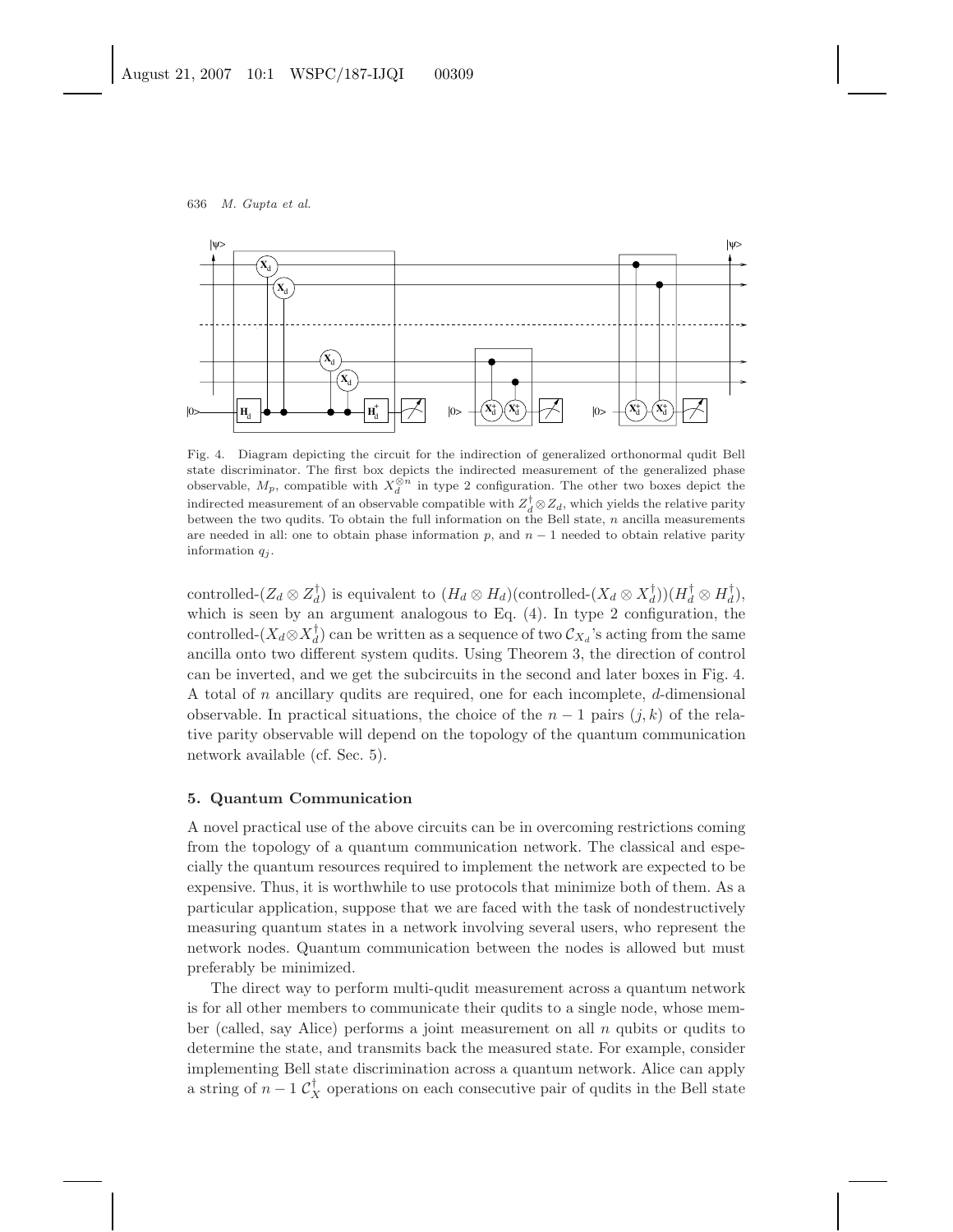Fig. 4. Diagram depicting the circuit for the indirection of generalized orthonormal qudit Bell state discriminator. The first box depicts the indirected measurement of the generalized phase observable, $M_p$, compatible with $X_d^{\otimes n}$ in type 2 configuration. The other two boxes depict the indirected measurement of an observable compatible with $Z_d^\dagger \otimes Z_d$, which yields the relative parity between the two qudits. To obtain the full information on the Bell state, $n$ ancilla measurements are needed in all: one to obtain phase information $p$, and $n-1$ needed to obtain relative parity information $q_j$.

controlled-$(Z_d \otimes Z_d^\dagger)$ is equivalent to $(H_d \otimes H_d)$(controlled-$(X_d \otimes X_d^\dagger)$)$(H_d^\dagger \otimes H_d^\dagger)$, which is seen by an argument analogous to Eq. (4). In type 2 configuration, the controlled-$(X_d \otimes X_d^\dagger)$ can be written as a sequence of two $\mathcal{C}_{X_d}$'s acting from the same ancilla onto two different system qudits. Using Theorem 3, the direction of control can be inverted, and we get the subcircuits in the second and later boxes in Fig. 4. A total of $n$ ancillary qudits are required, one for each incomplete, $d$-dimensional observable. In practical situations, the choice of the $n-1$ pairs $(j,k)$ of the relative parity observable will depend on the topology of the quantum communication network available (cf. Sec. 5).

## 5. Quantum Communication

A novel practical use of the above circuits can be in overcoming restrictions coming from the topology of a quantum communication network. The classical and especially the quantum resources required to implement the network are expected to be expensive. Thus, it is worthwhile to use protocols that minimize both of them. As a particular application, suppose that we are faced with the task of nondestructively measuring quantum states in a network involving several users, who represent the network nodes. Quantum communication between the nodes is allowed but must preferably be minimized.

The direct way to perform multi-qudit measurement across a quantum network is for all other members to communicate their qudits to a single node, whose member (called, say Alice) performs a joint measurement on all $n$ qubits or qudits to determine the state, and transmits back the measured state. For example, consider implementing Bell state discrimination across a quantum network. Alice can apply a string of $n-1$ $\mathcal{C}_X^\dagger$ operations on each consecutive pair of qudits in the Bell state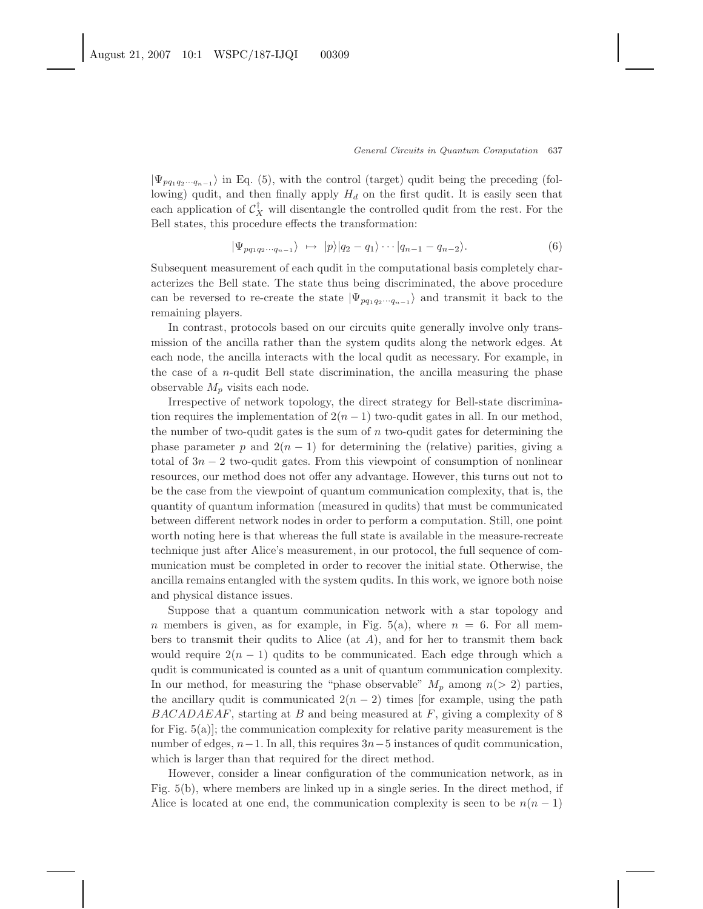$|\Psi_{pq_1q_2\cdots q_{n-1}}\rangle$ in Eq. (5), with the control (target) qudit being the preceding (following) qudit, and then finally apply $H_d$ on the first qudit. It is easily seen that each application of $\mathcal{C}_X^\dagger$ will disentangle the controlled qudit from the rest. For the Bell states, this procedure effects the transformation:

$$|\Psi_{pq_1q_2\cdots q_{n-1}}\rangle \;\mapsto\; |p\rangle|q_2 - q_1\rangle \cdots |q_{n-1} - q_{n-2}\rangle. \tag{6}$$

Subsequent measurement of each qudit in the computational basis completely characterizes the Bell state. The state thus being discriminated, the above procedure can be reversed to re-create the state $|\Psi_{pq_1q_2\cdots q_{n-1}}\rangle$ and transmit it back to the remaining players.

In contrast, protocols based on our circuits quite generally involve only transmission of the ancilla rather than the system qudits along the network edges. At each node, the ancilla interacts with the local qudit as necessary. For example, in the case of a $n$-qudit Bell state discrimination, the ancilla measuring the phase observable $M_p$ visits each node.

Irrespective of network topology, the direct strategy for Bell-state discrimination requires the implementation of $2(n-1)$ two-qudit gates in all. In our method, the number of two-qudit gates is the sum of $n$ two-qudit gates for determining the phase parameter $p$ and $2(n-1)$ for determining the (relative) parities, giving a total of $3n-2$ two-qudit gates. From this viewpoint of consumption of nonlinear resources, our method does not offer any advantage. However, this turns out not to be the case from the viewpoint of quantum communication complexity, that is, the quantity of quantum information (measured in qudits) that must be communicated between different network nodes in order to perform a computation. Still, one point worth noting here is that whereas the full state is available in the measure-recreate technique just after Alice's measurement, in our protocol, the full sequence of communication must be completed in order to recover the initial state. Otherwise, the ancilla remains entangled with the system qudits. In this work, we ignore both noise and physical distance issues.

Suppose that a quantum communication network with a star topology and $n$ members is given, as for example, in Fig. 5(a), where $n = 6$. For all members to transmit their qudits to Alice (at $A$), and for her to transmit them back would require $2(n-1)$ qudits to be communicated. Each edge through which a qudit is communicated is counted as a unit of quantum communication complexity. In our method, for measuring the "phase observable" $M_p$ among $n(>2)$ parties, the ancillary qudit is communicated $2(n-2)$ times [for example, using the path $BACADAEAF$, starting at $B$ and being measured at $F$, giving a complexity of 8 for Fig. 5(a)]; the communication complexity for relative parity measurement is the number of edges, $n-1$. In all, this requires $3n-5$ instances of qudit communication, which is larger than that required for the direct method.

However, consider a linear configuration of the communication network, as in Fig. 5(b), where members are linked up in a single series. In the direct method, if Alice is located at one end, the communication complexity is seen to be $n(n-1)$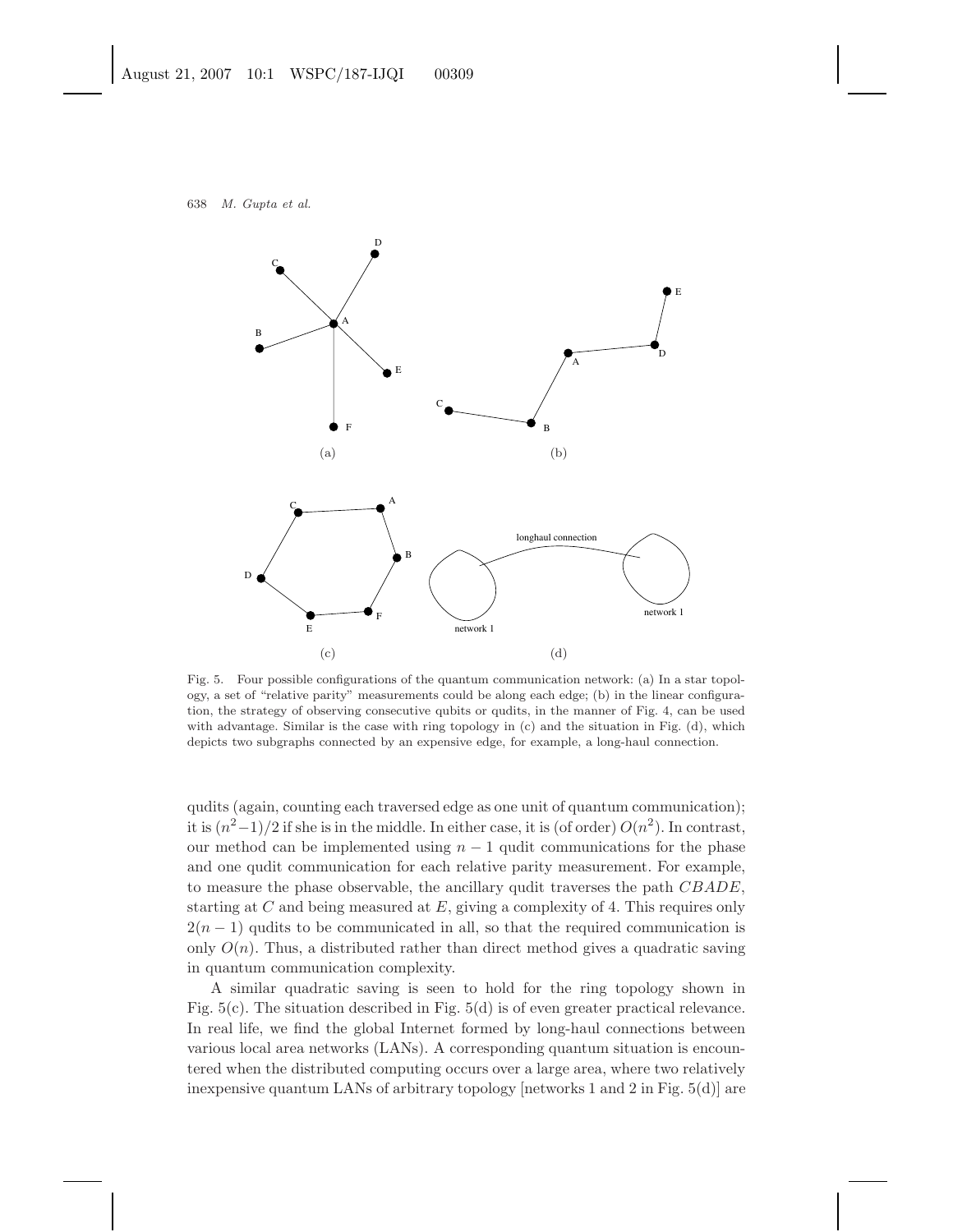Fig. 5. Four possible configurations of the quantum communication network: (a) In a star topology, a set of "relative parity" measurements could be along each edge; (b) in the linear configuration, the strategy of observing consecutive qubits or qudits, in the manner of Fig. 4, can be used with advantage. Similar is the case with ring topology in (c) and the situation in Fig. (d), which depicts two subgraphs connected by an expensive edge, for example, a long-haul connection.

qudits (again, counting each traversed edge as one unit of quantum communication); it is $(n^2-1)/2$ if she is in the middle. In either case, it is (of order) $O(n^2)$. In contrast, our method can be implemented using $n-1$ qudit communications for the phase and one qudit communication for each relative parity measurement. For example, to measure the phase observable, the ancillary qudit traverses the path $CBADE$, starting at $C$ and being measured at $E$, giving a complexity of 4. This requires only $2(n-1)$ qudits to be communicated in all, so that the required communication is only $O(n)$. Thus, a distributed rather than direct method gives a quadratic saving in quantum communication complexity.

A similar quadratic saving is seen to hold for the ring topology shown in Fig. 5(c). The situation described in Fig. 5(d) is of even greater practical relevance. In real life, we find the global Internet formed by long-haul connections between various local area networks (LANs). A corresponding quantum situation is encountered when the distributed computing occurs over a large area, where two relatively inexpensive quantum LANs of arbitrary topology [networks 1 and 2 in Fig. 5(d)] are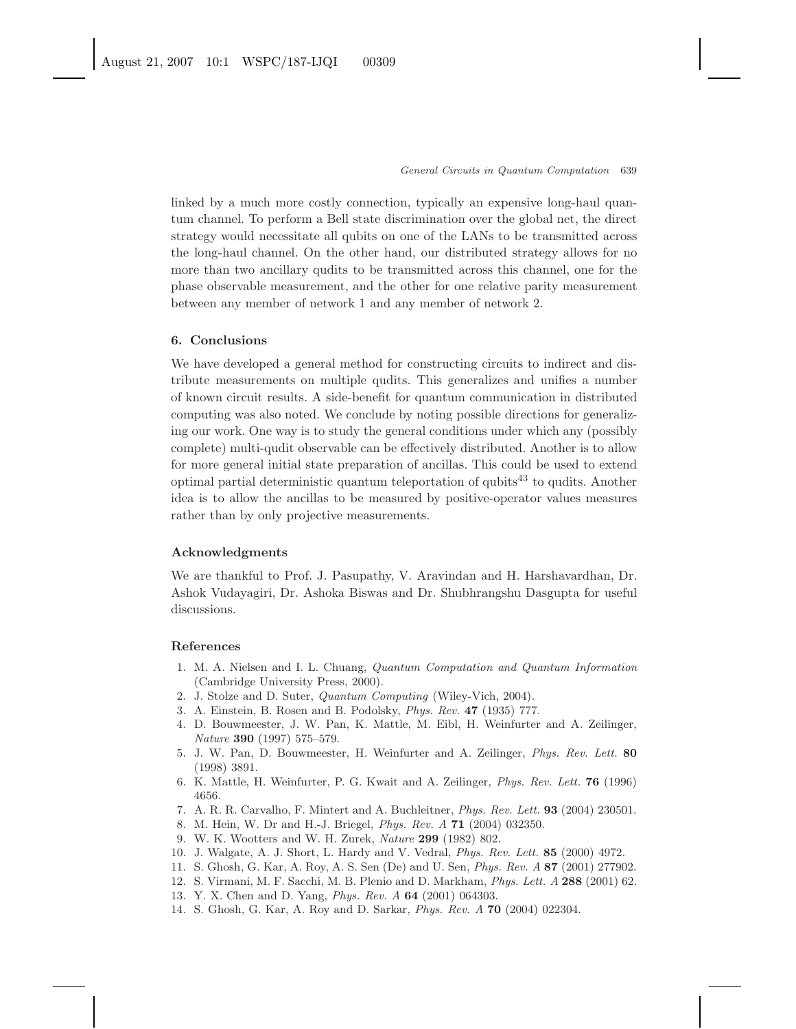linked by a much more costly connection, typically an expensive long-haul quantum channel. To perform a Bell state discrimination over the global net, the direct strategy would necessitate all qubits on one of the LANs to be transmitted across the long-haul channel. On the other hand, our distributed strategy allows for no more than two ancillary qudits to be transmitted across this channel, one for the phase observable measurement, and the other for one relative parity measurement between any member of network 1 and any member of network 2.

### 6. Conclusions

We have developed a general method for constructing circuits to indirect and distribute measurements on multiple qudits. This generalizes and unifies a number of known circuit results. A side-benefit for quantum communication in distributed computing was also noted. We conclude by noting possible directions for generalizing our work. One way is to study the general conditions under which any (possibly complete) multi-qudit observable can be effectively distributed. Another is to allow for more general initial state preparation of ancillas. This could be used to extend optimal partial deterministic quantum teleportation of qubits[43] to qudits. Another idea is to allow the ancillas to be measured by positive-operator values measures rather than by only projective measurements.

### Acknowledgments

We are thankful to Prof. J. Pasupathy, V. Aravindan and H. Harshavardhan, Dr. Ashok Vudayagiri, Dr. Ashoka Biswas and Dr. Shubhrangshu Dasgupta for useful discussions.

### References

1. M. A. Nielsen and I. L. Chuang, *Quantum Computation and Quantum Information* (Cambridge University Press, 2000).
2. J. Stolze and D. Suter, *Quantum Computing* (Wiley-Vich, 2004).
3. A. Einstein, B. Rosen and B. Podolsky, *Phys. Rev.* **47** (1935) 777.
4. D. Bouwmeester, J. W. Pan, K. Mattle, M. Eibl, H. Weinfurter and A. Zeilinger, *Nature* **390** (1997) 575–579.
5. J. W. Pan, D. Bouwmeester, H. Weinfurter and A. Zeilinger, *Phys. Rev. Lett.* **80** (1998) 3891.
6. K. Mattle, H. Weinfurter, P. G. Kwait and A. Zeilinger, *Phys. Rev. Lett.* **76** (1996) 4656.
7. A. R. R. Carvalho, F. Mintert and A. Buchleitner, *Phys. Rev. Lett.* **93** (2004) 230501.
8. M. Hein, W. Dr and H.-J. Briegel, *Phys. Rev. A* **71** (2004) 032350.
9. W. K. Wootters and W. H. Zurek, *Nature* **299** (1982) 802.
10. J. Walgate, A. J. Short, L. Hardy and V. Vedral, *Phys. Rev. Lett.* **85** (2000) 4972.
11. S. Ghosh, G. Kar, A. Roy, A. S. Sen (De) and U. Sen, *Phys. Rev. A* **87** (2001) 277902.
12. S. Virmani, M. F. Sacchi, M. B. Plenio and D. Markham, *Phys. Lett. A* **288** (2001) 62.
13. Y. X. Chen and D. Yang, *Phys. Rev. A* **64** (2001) 064303.
14. S. Ghosh, G. Kar, A. Roy and D. Sarkar, *Phys. Rev. A* **70** (2004) 022304.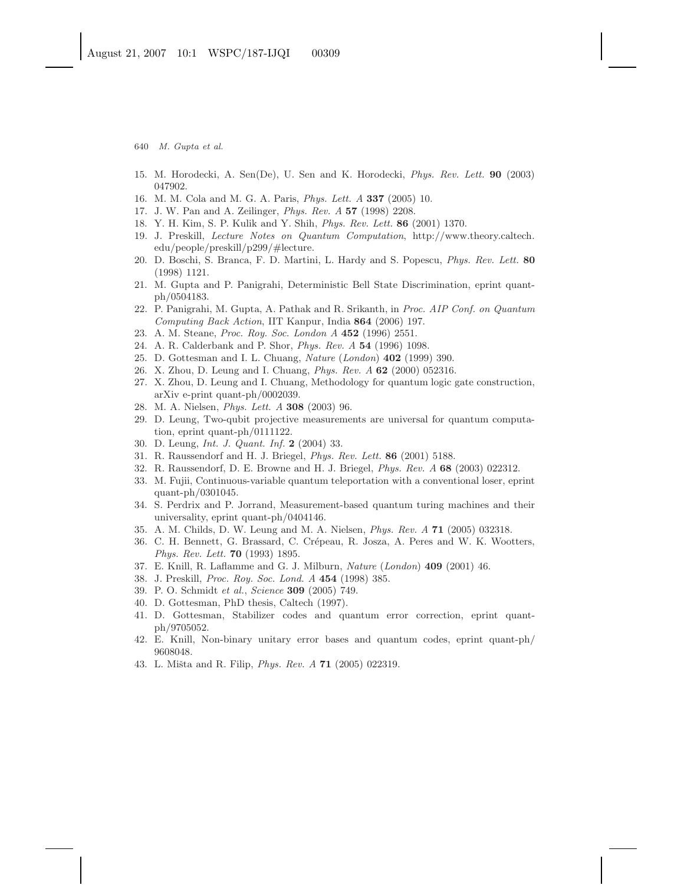15. M. Horodecki, A. Sen(De), U. Sen and K. Horodecki, *Phys. Rev. Lett.* **90** (2003) 047902.
16. M. M. Cola and M. G. A. Paris, *Phys. Lett. A* **337** (2005) 10.
17. J. W. Pan and A. Zeilinger, *Phys. Rev. A* **57** (1998) 2208.
18. Y. H. Kim, S. P. Kulik and Y. Shih, *Phys. Rev. Lett.* **86** (2001) 1370.
19. J. Preskill, *Lecture Notes on Quantum Computation*, http://www.theory.caltech.edu/people/preskill/p299/#lecture.
20. D. Boschi, S. Branca, F. D. Martini, L. Hardy and S. Popescu, *Phys. Rev. Lett.* **80** (1998) 1121.
21. M. Gupta and P. Panigrahi, Deterministic Bell State Discrimination, eprint quant-ph/0504183.
22. P. Panigrahi, M. Gupta, A. Pathak and R. Srikanth, in *Proc. AIP Conf. on Quantum Computing Back Action*, IIT Kanpur, India **864** (2006) 197.
23. A. M. Steane, *Proc. Roy. Soc. London A* **452** (1996) 2551.
24. A. R. Calderbank and P. Shor, *Phys. Rev. A* **54** (1996) 1098.
25. D. Gottesman and I. L. Chuang, *Nature* (*London*) **402** (1999) 390.
26. X. Zhou, D. Leung and I. Chuang, *Phys. Rev. A* **62** (2000) 052316.
27. X. Zhou, D. Leung and I. Chuang, Methodology for quantum logic gate construction, arXiv e-print quant-ph/0002039.
28. M. A. Nielsen, *Phys. Lett. A* **308** (2003) 96.
29. D. Leung, Two-qubit projective measurements are universal for quantum computation, eprint quant-ph/0111122.
30. D. Leung, *Int. J. Quant. Inf.* **2** (2004) 33.
31. R. Raussendorf and H. J. Briegel, *Phys. Rev. Lett.* **86** (2001) 5188.
32. R. Raussendorf, D. E. Browne and H. J. Briegel, *Phys. Rev. A* **68** (2003) 022312.
33. M. Fujii, Continuous-variable quantum teleportation with a conventional loser, eprint quant-ph/0301045.
34. S. Perdrix and P. Jorrand, Measurement-based quantum turing machines and their universality, eprint quant-ph/0404146.
35. A. M. Childs, D. W. Leung and M. A. Nielsen, *Phys. Rev. A* **71** (2005) 032318.
36. C. H. Bennett, G. Brassard, C. Crépeau, R. Josza, A. Peres and W. K. Wootters, *Phys. Rev. Lett.* **70** (1993) 1895.
37. E. Knill, R. Laflamme and G. J. Milburn, *Nature* (*London*) **409** (2001) 46.
38. J. Preskill, *Proc. Roy. Soc. Lond. A* **454** (1998) 385.
39. P. O. Schmidt *et al.*, *Science* **309** (2005) 749.
40. D. Gottesman, PhD thesis, Caltech (1997).
41. D. Gottesman, Stabilizer codes and quantum error correction, eprint quant-ph/9705052.
42. E. Knill, Non-binary unitary error bases and quantum codes, eprint quant-ph/9608048.
43. L. Mišta and R. Filip, *Phys. Rev. A* **71** (2005) 022319.